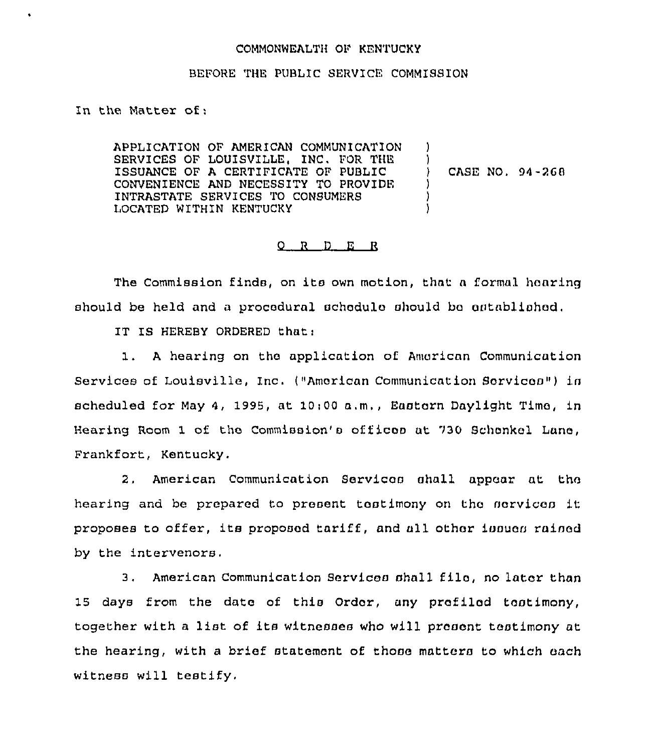COMMONWEALTH OF KENTUCKY

BEFORE THE PUBLIC SERVICE COMMISSION

In the Matter of:

| | | |
|---|---|---|
| APPLICATION OF AMERICAN COMMUNICATION SERVICES OF LOUISVILLE, INC. FOR THE ISSUANCE OF A CERTIFICATE OF PUBLIC CONVENIENCE AND NECESSITY TO PROVIDE INTRASTATE SERVICES TO CONSUMERS LOCATED WITHIN KENTUCKY | ) | CASE NO. 94-268 |

O R D E R

The Commission finds, on its own motion, that a formal hearing should be held and a procedural schedule should be established.

IT IS HEREBY ORDERED that:

1. A hearing on the application of American Communication Services of Louisville, Inc. ("American Communication Services") is scheduled for May 4, 1995, at 10:00 a.m., Eastern Daylight Time, in Hearing Room 1 of the Commission's offices at 730 Schenkel Lane, Frankfort, Kentucky.

2. American Communication Services shall appear at the hearing and be prepared to present testimony on the services it proposes to offer, its proposed tariff, and all other issues raised by the intervenors.

3. American Communication Services shall file, no later than 15 days from the date of this Order, any prefiled testimony, together with a list of its witnesses who will present testimony at the hearing, with a brief statement of those matters to which each witness will testify.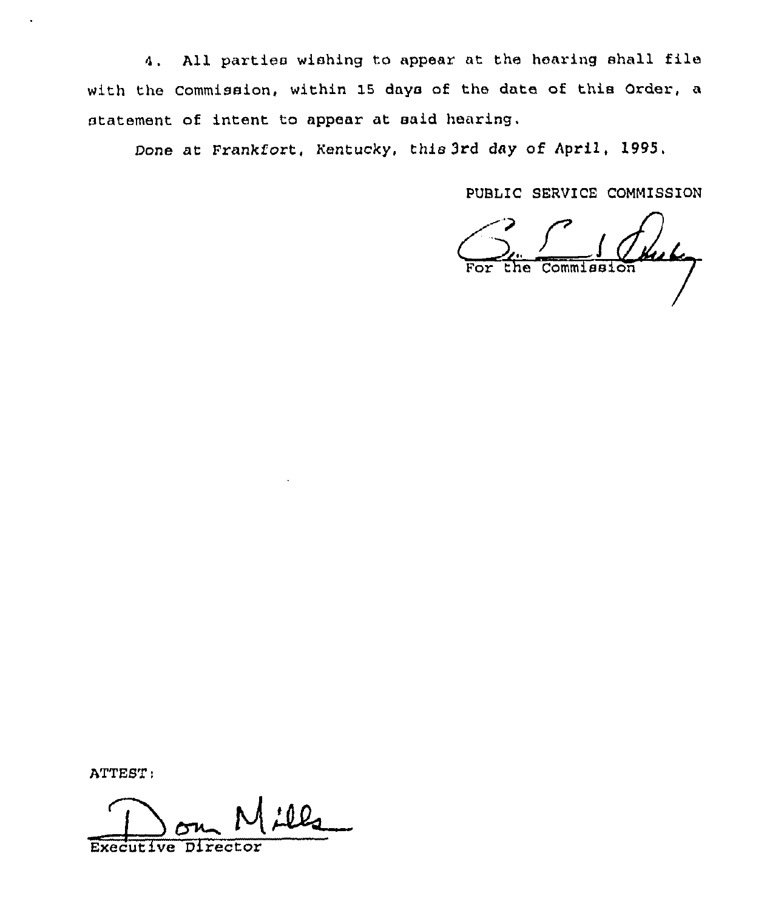4. All parties wishing to appear at the hearing shall file with the Commission, within 15 days of the date of this Order, a statement of intent to appear at said hearing.

Done at Frankfort, Kentucky, this 3rd day of April, 1995.

PUBLIC SERVICE COMMISSION

For the Commission

ATTEST:

Executive Director